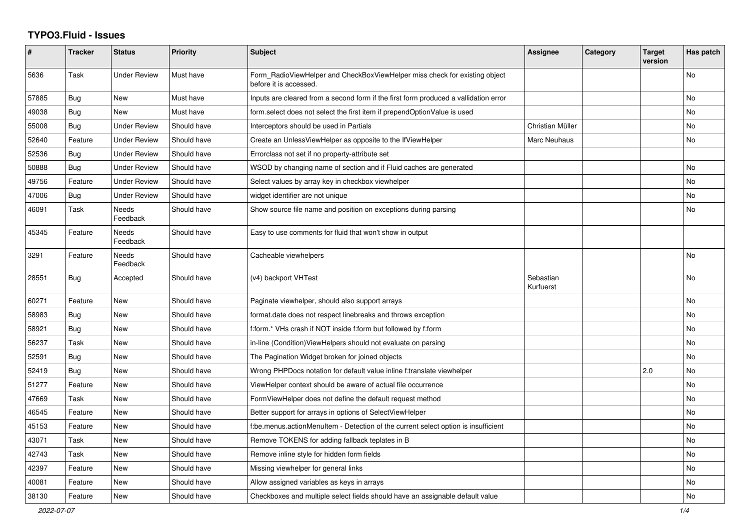# TYPO3.Fluid - Issues

| # | Tracker | Status | Priority | Subject | Assignee | Category | Target version | Has patch |
|---|---|---|---|---|---|---|---|---|
| 5636 | Task | Under Review | Must have | Form_RadioViewHelper and CheckBoxViewHelper miss check for existing object before it is accessed. | | | | No |
| 57885 | Bug | New | Must have | Inputs are cleared from a second form if the first form produced a vallidation error | | | | No |
| 49038 | Bug | New | Must have | form.select does not select the first item if prependOptionValue is used | | | | No |
| 55008 | Bug | Under Review | Should have | Interceptors should be used in Partials | Christian Müller | | | No |
| 52640 | Feature | Under Review | Should have | Create an UnlessViewHelper as opposite to the IfViewHelper | Marc Neuhaus | | | No |
| 52536 | Bug | Under Review | Should have | Errorclass not set if no property-attribute set | | | | |
| 50888 | Bug | Under Review | Should have | WSOD by changing name of section and if Fluid caches are generated | | | | No |
| 49756 | Feature | Under Review | Should have | Select values by array key in checkbox viewhelper | | | | No |
| 47006 | Bug | Under Review | Should have | widget identifier are not unique | | | | No |
| 46091 | Task | Needs Feedback | Should have | Show source file name and position on exceptions during parsing | | | | No |
| 45345 | Feature | Needs Feedback | Should have | Easy to use comments for fluid that won't show in output | | | | |
| 3291 | Feature | Needs Feedback | Should have | Cacheable viewhelpers | | | | No |
| 28551 | Bug | Accepted | Should have | (v4) backport VHTest | Sebastian Kurfuerst | | | No |
| 60271 | Feature | New | Should have | Paginate viewhelper, should also support arrays | | | | No |
| 58983 | Bug | New | Should have | format.date does not respect linebreaks and throws exception | | | | No |
| 58921 | Bug | New | Should have | f:form.* VHs crash if NOT inside f:form but followed by f:form | | | | No |
| 56237 | Task | New | Should have | in-line (Condition)ViewHelpers should not evaluate on parsing | | | | No |
| 52591 | Bug | New | Should have | The Pagination Widget broken for joined objects | | | | No |
| 52419 | Bug | New | Should have | Wrong PHPDocs notation for default value inline f:translate viewhelper | | | 2.0 | No |
| 51277 | Feature | New | Should have | ViewHelper context should be aware of actual file occurrence | | | | No |
| 47669 | Task | New | Should have | FormViewHelper does not define the default request method | | | | No |
| 46545 | Feature | New | Should have | Better support for arrays in options of SelectViewHelper | | | | No |
| 45153 | Feature | New | Should have | f:be.menus.actionMenuItem - Detection of the current select option is insufficient | | | | No |
| 43071 | Task | New | Should have | Remove TOKENS for adding fallback teplates in B | | | | No |
| 42743 | Task | New | Should have | Remove inline style for hidden form fields | | | | No |
| 42397 | Feature | New | Should have | Missing viewhelper for general links | | | | No |
| 40081 | Feature | New | Should have | Allow assigned variables as keys in arrays | | | | No |
| 38130 | Feature | New | Should have | Checkboxes and multiple select fields should have an assignable default value | | | | No |

*2022-07-07*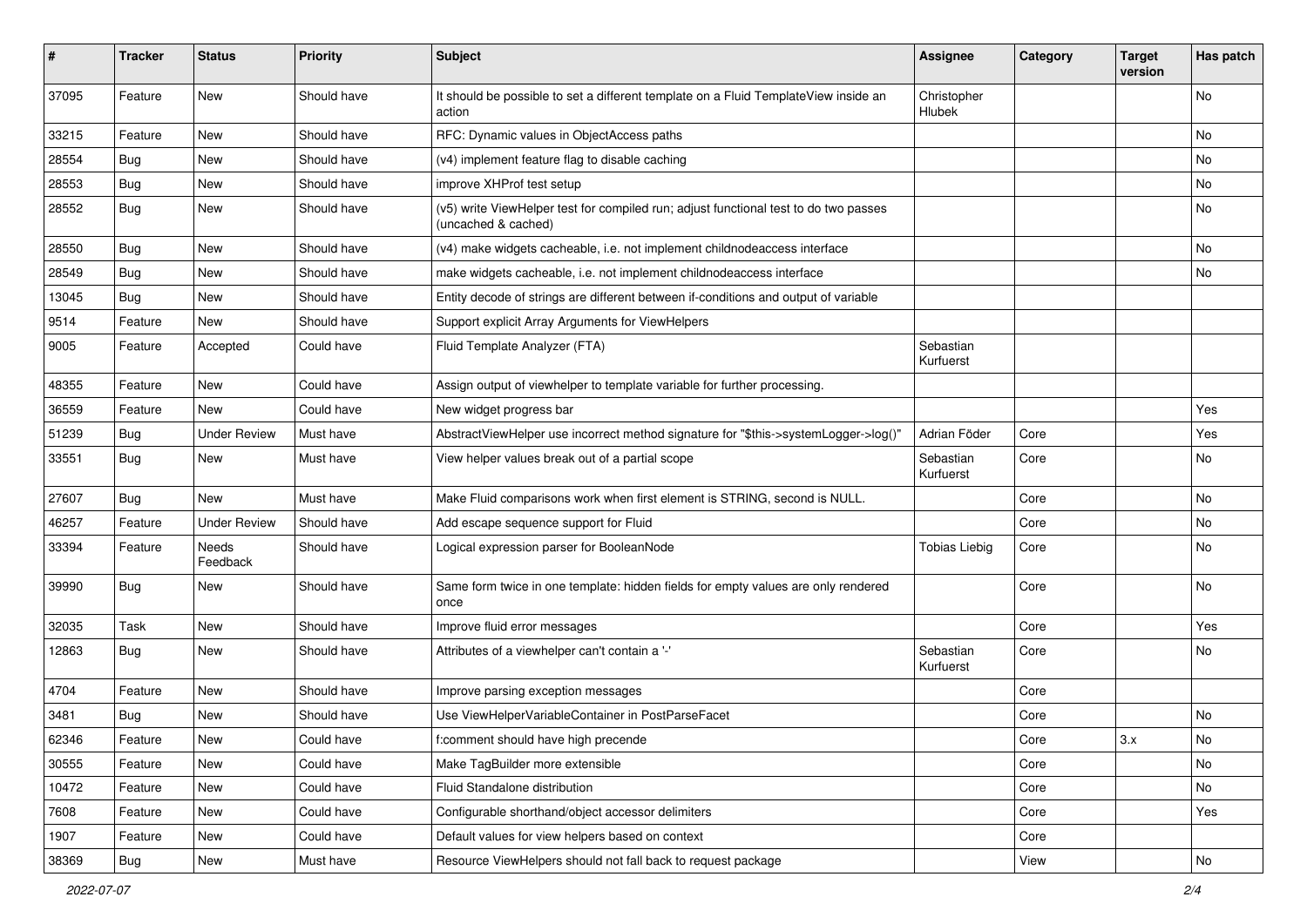| # | Tracker | Status | Priority | Subject | Assignee | Category | Target version | Has patch |
|---|---|---|---|---|---|---|---|---|
| 37095 | Feature | New | Should have | It should be possible to set a different template on a Fluid TemplateView inside an action | Christopher Hlubek | | | No |
| 33215 | Feature | New | Should have | RFC: Dynamic values in ObjectAccess paths | | | | No |
| 28554 | Bug | New | Should have | (v4) implement feature flag to disable caching | | | | No |
| 28553 | Bug | New | Should have | improve XHProf test setup | | | | No |
| 28552 | Bug | New | Should have | (v5) write ViewHelper test for compiled run; adjust functional test to do two passes (uncached & cached) | | | | No |
| 28550 | Bug | New | Should have | (v4) make widgets cacheable, i.e. not implement childnodeaccess interface | | | | No |
| 28549 | Bug | New | Should have | make widgets cacheable, i.e. not implement childnodeaccess interface | | | | No |
| 13045 | Bug | New | Should have | Entity decode of strings are different between if-conditions and output of variable | | | | |
| 9514 | Feature | New | Should have | Support explicit Array Arguments for ViewHelpers | | | | |
| 9005 | Feature | Accepted | Could have | Fluid Template Analyzer (FTA) | Sebastian Kurfuerst | | | |
| 48355 | Feature | New | Could have | Assign output of viewhelper to template variable for further processing. | | | | |
| 36559 | Feature | New | Could have | New widget progress bar | | | | Yes |
| 51239 | Bug | Under Review | Must have | AbstractViewHelper use incorrect method signature for "$this->systemLogger->log()" | Adrian Föder | Core | | Yes |
| 33551 | Bug | New | Must have | View helper values break out of a partial scope | Sebastian Kurfuerst | Core | | No |
| 27607 | Bug | New | Must have | Make Fluid comparisons work when first element is STRING, second is NULL. | | Core | | No |
| 46257 | Feature | Under Review | Should have | Add escape sequence support for Fluid | | Core | | No |
| 33394 | Feature | Needs Feedback | Should have | Logical expression parser for BooleanNode | Tobias Liebig | Core | | No |
| 39990 | Bug | New | Should have | Same form twice in one template: hidden fields for empty values are only rendered once | | Core | | No |
| 32035 | Task | New | Should have | Improve fluid error messages | | Core | | Yes |
| 12863 | Bug | New | Should have | Attributes of a viewhelper can't contain a '-' | Sebastian Kurfuerst | Core | | No |
| 4704 | Feature | New | Should have | Improve parsing exception messages | | Core | | |
| 3481 | Bug | New | Should have | Use ViewHelperVariableContainer in PostParseFacet | | Core | | No |
| 62346 | Feature | New | Could have | f:comment should have high precende | | Core | 3.x | No |
| 30555 | Feature | New | Could have | Make TagBuilder more extensible | | Core | | No |
| 10472 | Feature | New | Could have | Fluid Standalone distribution | | Core | | No |
| 7608 | Feature | New | Could have | Configurable shorthand/object accessor delimiters | | Core | | Yes |
| 1907 | Feature | New | Could have | Default values for view helpers based on context | | Core | | |
| 38369 | Bug | New | Must have | Resource ViewHelpers should not fall back to request package | | View | | No |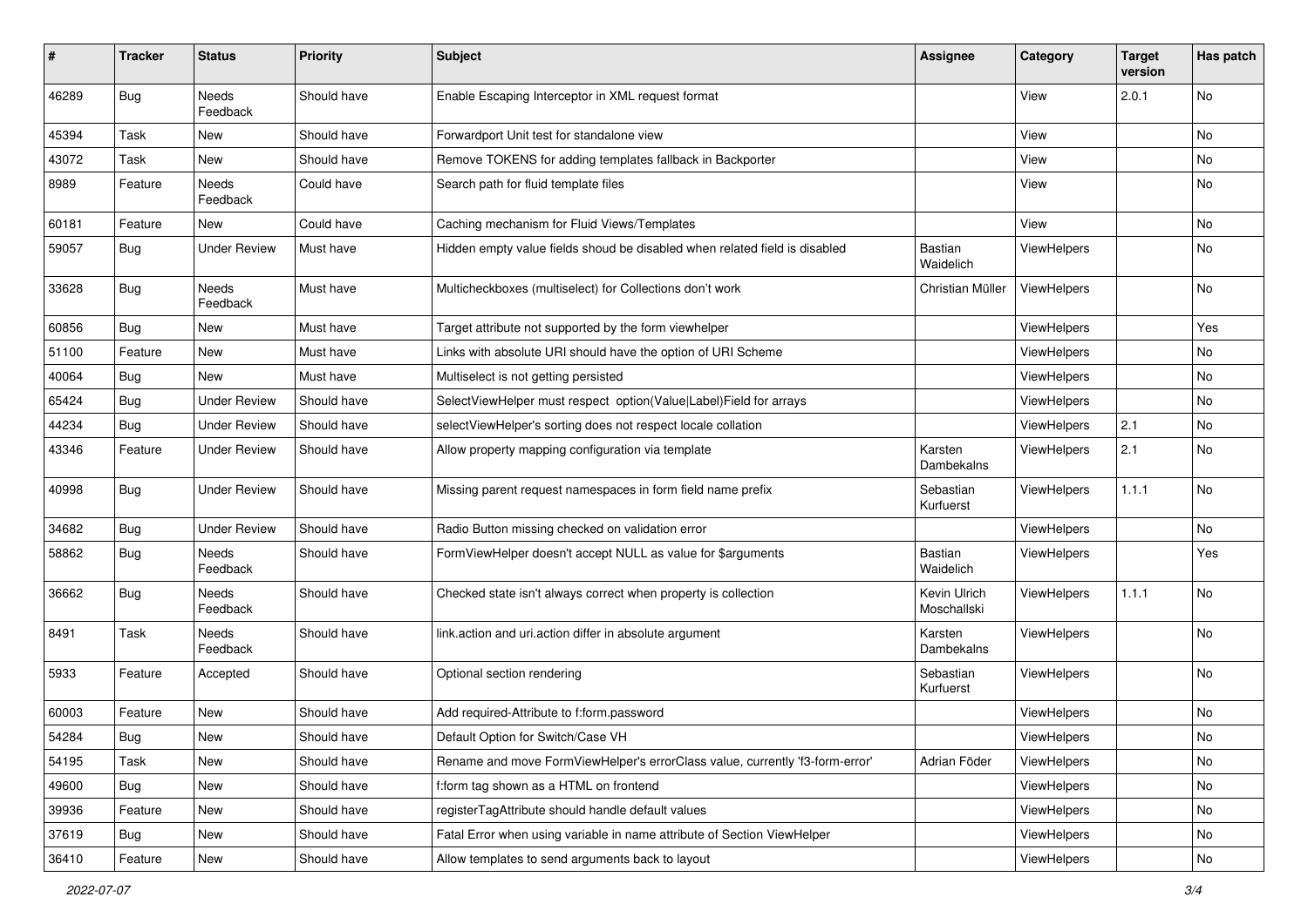| # | Tracker | Status | Priority | Subject | Assignee | Category | Target version | Has patch |
|---|---|---|---|---|---|---|---|---|
| 46289 | Bug | Needs Feedback | Should have | Enable Escaping Interceptor in XML request format | | View | 2.0.1 | No |
| 45394 | Task | New | Should have | Forwardport Unit test for standalone view | | View | | No |
| 43072 | Task | New | Should have | Remove TOKENS for adding templates fallback in Backporter | | View | | No |
| 8989 | Feature | Needs Feedback | Could have | Search path for fluid template files | | View | | No |
| 60181 | Feature | New | Could have | Caching mechanism for Fluid Views/Templates | | View | | No |
| 59057 | Bug | Under Review | Must have | Hidden empty value fields shoud be disabled when related field is disabled | Bastian Waidelich | ViewHelpers | | No |
| 33628 | Bug | Needs Feedback | Must have | Multicheckboxes (multiselect) for Collections don't work | Christian Müller | ViewHelpers | | No |
| 60856 | Bug | New | Must have | Target attribute not supported by the form viewhelper | | ViewHelpers | | Yes |
| 51100 | Feature | New | Must have | Links with absolute URI should have the option of URI Scheme | | ViewHelpers | | No |
| 40064 | Bug | New | Must have | Multiselect is not getting persisted | | ViewHelpers | | No |
| 65424 | Bug | Under Review | Should have | SelectViewHelper must respect option(Value\|Label)Field for arrays | | ViewHelpers | | No |
| 44234 | Bug | Under Review | Should have | selectViewHelper's sorting does not respect locale collation | | ViewHelpers | 2.1 | No |
| 43346 | Feature | Under Review | Should have | Allow property mapping configuration via template | Karsten Dambekalns | ViewHelpers | 2.1 | No |
| 40998 | Bug | Under Review | Should have | Missing parent request namespaces in form field name prefix | Sebastian Kurfuerst | ViewHelpers | 1.1.1 | No |
| 34682 | Bug | Under Review | Should have | Radio Button missing checked on validation error | | ViewHelpers | | No |
| 58862 | Bug | Needs Feedback | Should have | FormViewHelper doesn't accept NULL as value for $arguments | Bastian Waidelich | ViewHelpers | | Yes |
| 36662 | Bug | Needs Feedback | Should have | Checked state isn't always correct when property is collection | Kevin Ulrich Moschallski | ViewHelpers | 1.1.1 | No |
| 8491 | Task | Needs Feedback | Should have | link.action and uri.action differ in absolute argument | Karsten Dambekalns | ViewHelpers | | No |
| 5933 | Feature | Accepted | Should have | Optional section rendering | Sebastian Kurfuerst | ViewHelpers | | No |
| 60003 | Feature | New | Should have | Add required-Attribute to f:form.password | | ViewHelpers | | No |
| 54284 | Bug | New | Should have | Default Option for Switch/Case VH | | ViewHelpers | | No |
| 54195 | Task | New | Should have | Rename and move FormViewHelper's errorClass value, currently 'f3-form-error' | Adrian Föder | ViewHelpers | | No |
| 49600 | Bug | New | Should have | f:form tag shown as a HTML on frontend | | ViewHelpers | | No |
| 39936 | Feature | New | Should have | registerTagAttribute should handle default values | | ViewHelpers | | No |
| 37619 | Bug | New | Should have | Fatal Error when using variable in name attribute of Section ViewHelper | | ViewHelpers | | No |
| 36410 | Feature | New | Should have | Allow templates to send arguments back to layout | | ViewHelpers | | No |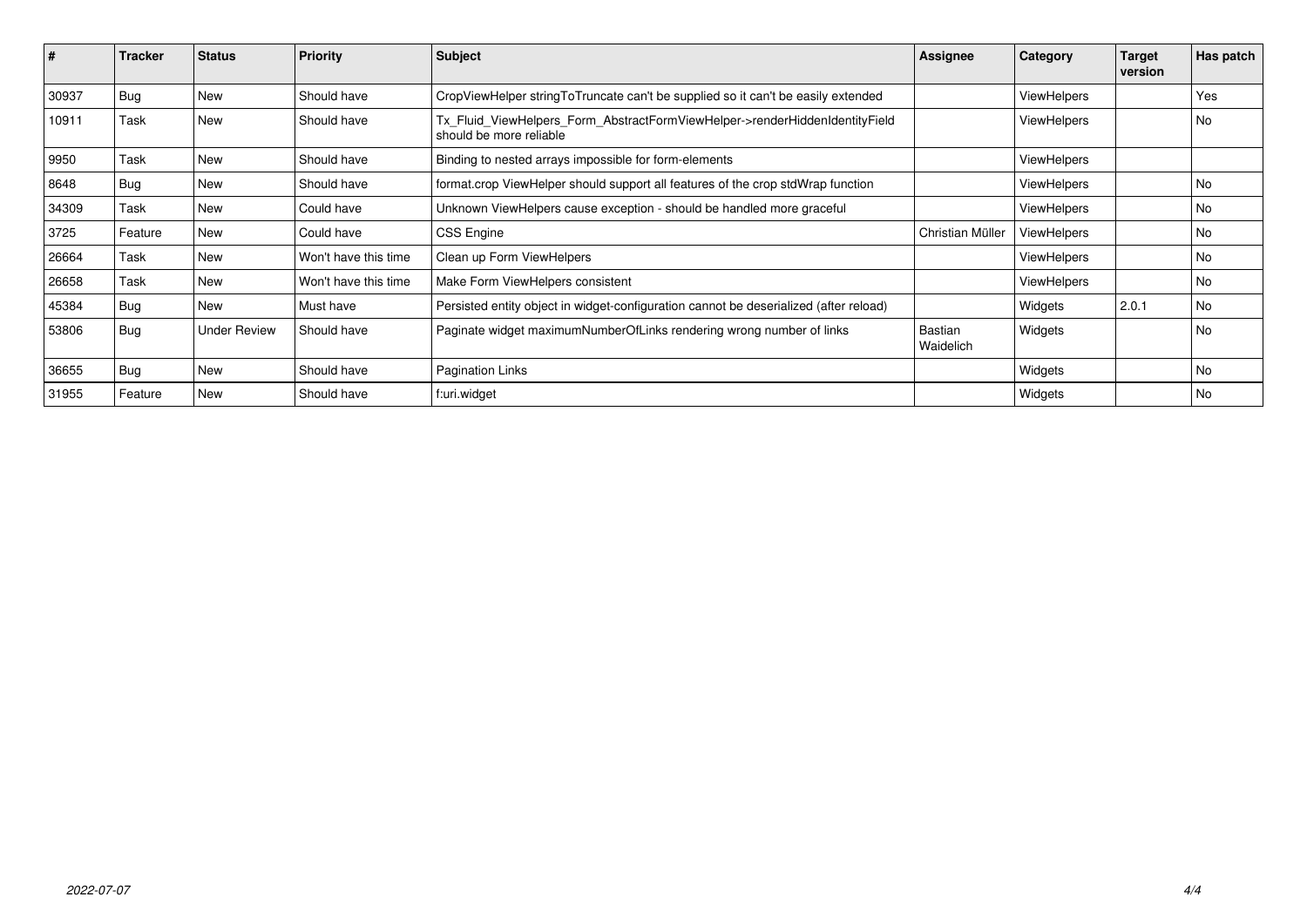| # | Tracker | Status | Priority | Subject | Assignee | Category | Target version | Has patch |
|---|---|---|---|---|---|---|---|---|
| 30937 | Bug | New | Should have | CropViewHelper stringToTruncate can't be supplied so it can't be easily extended | | ViewHelpers | | Yes |
| 10911 | Task | New | Should have | Tx_Fluid_ViewHelpers_Form_AbstractFormViewHelper->renderHiddenIdentityField should be more reliable | | ViewHelpers | | No |
| 9950 | Task | New | Should have | Binding to nested arrays impossible for form-elements | | ViewHelpers | | |
| 8648 | Bug | New | Should have | format.crop ViewHelper should support all features of the crop stdWrap function | | ViewHelpers | | No |
| 34309 | Task | New | Could have | Unknown ViewHelpers cause exception - should be handled more graceful | | ViewHelpers | | No |
| 3725 | Feature | New | Could have | CSS Engine | Christian Müller | ViewHelpers | | No |
| 26664 | Task | New | Won't have this time | Clean up Form ViewHelpers | | ViewHelpers | | No |
| 26658 | Task | New | Won't have this time | Make Form ViewHelpers consistent | | ViewHelpers | | No |
| 45384 | Bug | New | Must have | Persisted entity object in widget-configuration cannot be deserialized (after reload) | | Widgets | 2.0.1 | No |
| 53806 | Bug | Under Review | Should have | Paginate widget maximumNumberOfLinks rendering wrong number of links | Bastian Waidelich | Widgets | | No |
| 36655 | Bug | New | Should have | Pagination Links | | Widgets | | No |
| 31955 | Feature | New | Should have | f:uri.widget | | Widgets | | No |